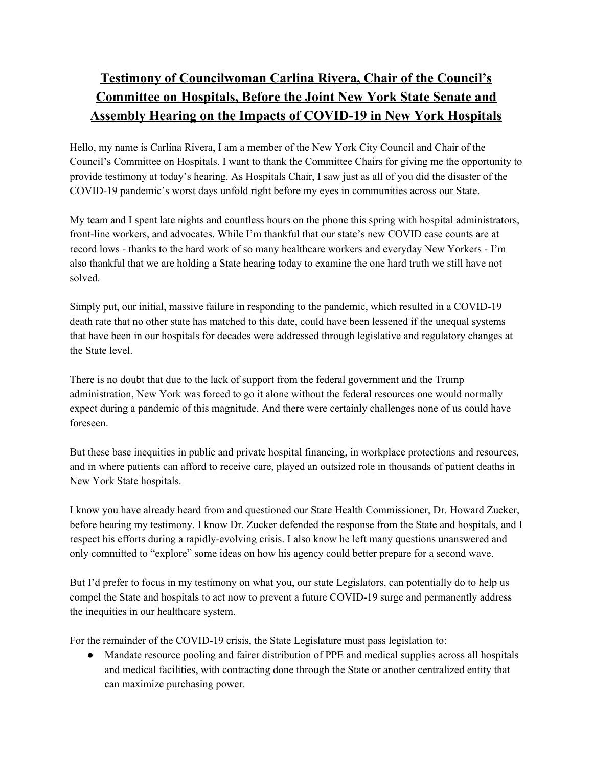# Testimony of Councilwoman Carlina Rivera, Chair of the Council's Committee on Hospitals, Before the Joint New York State Senate and Assembly Hearing on the Impacts of COVID-19 in New York Hospitals

Hello, my name is Carlina Rivera, I am a member of the New York City Council and Chair of the Council's Committee on Hospitals. I want to thank the Committee Chairs for giving me the opportunity to provide testimony at today's hearing. As Hospitals Chair, I saw just as all of you did the disaster of the COVID-19 pandemic's worst days unfold right before my eyes in communities across our State.

My team and I spent late nights and countless hours on the phone this spring with hospital administrators, front-line workers, and advocates. While I'm thankful that our state's new COVID case counts are at record lows - thanks to the hard work of so many healthcare workers and everyday New Yorkers - I'm also thankful that we are holding a State hearing today to examine the one hard truth we still have not solved.

Simply put, our initial, massive failure in responding to the pandemic, which resulted in a COVID-19 death rate that no other state has matched to this date, could have been lessened if the unequal systems that have been in our hospitals for decades were addressed through legislative and regulatory changes at the State level.

There is no doubt that due to the lack of support from the federal government and the Trump administration, New York was forced to go it alone without the federal resources one would normally expect during a pandemic of this magnitude. And there were certainly challenges none of us could have foreseen.

But these base inequities in public and private hospital financing, in workplace protections and resources, and in where patients can afford to receive care, played an outsized role in thousands of patient deaths in New York State hospitals.

I know you have already heard from and questioned our State Health Commissioner, Dr. Howard Zucker, before hearing my testimony. I know Dr. Zucker defended the response from the State and hospitals, and I respect his efforts during a rapidly-evolving crisis. I also know he left many questions unanswered and only committed to "explore" some ideas on how his agency could better prepare for a second wave.

But I'd prefer to focus in my testimony on what you, our state Legislators, can potentially do to help us compel the State and hospitals to act now to prevent a future COVID-19 surge and permanently address the inequities in our healthcare system.

For the remainder of the COVID-19 crisis, the State Legislature must pass legislation to:

- Mandate resource pooling and fairer distribution of PPE and medical supplies across all hospitals and medical facilities, with contracting done through the State or another centralized entity that can maximize purchasing power.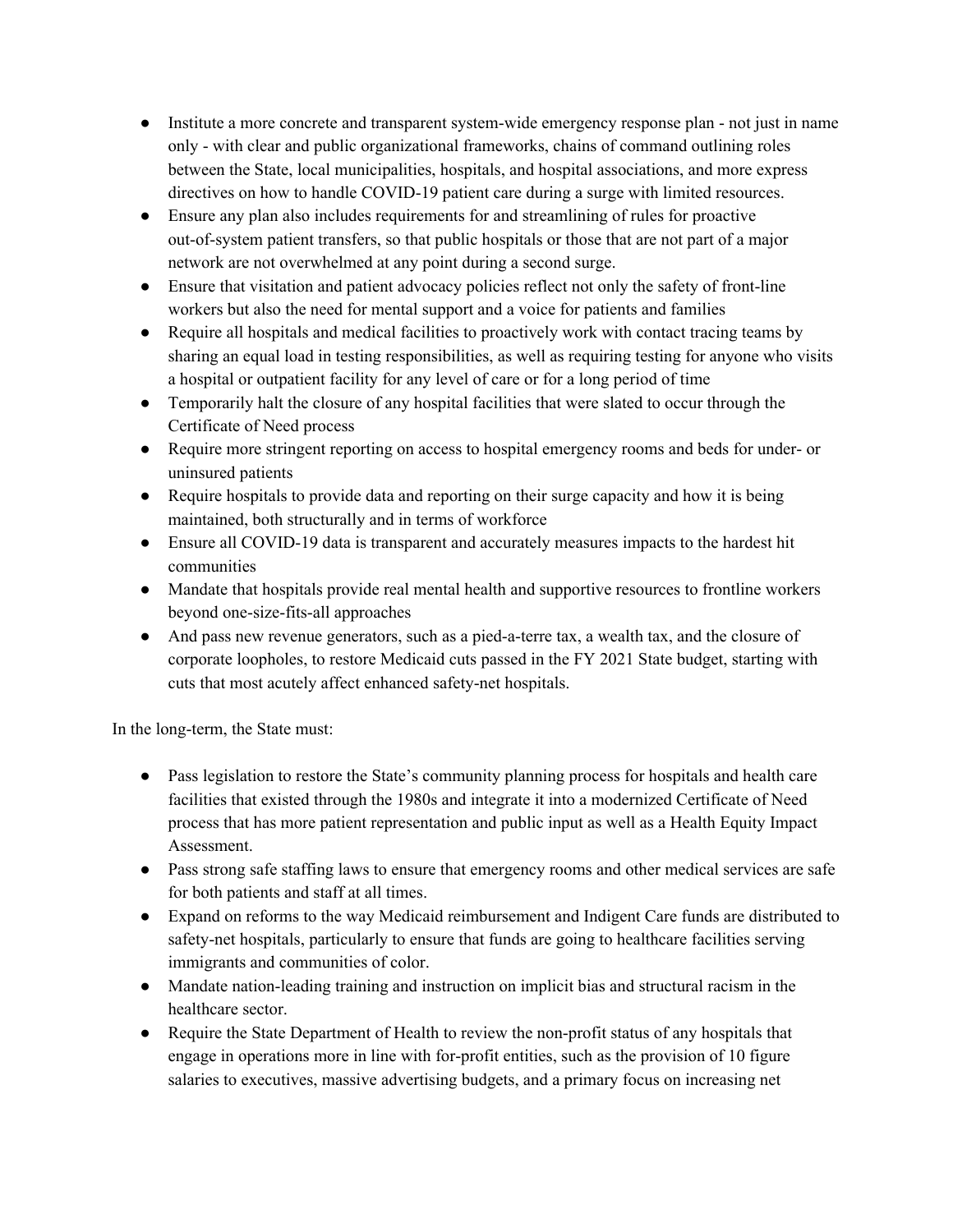- Institute a more concrete and transparent system-wide emergency response plan - not just in name only - with clear and public organizational frameworks, chains of command outlining roles between the State, local municipalities, hospitals, and hospital associations, and more express directives on how to handle COVID-19 patient care during a surge with limited resources.
- Ensure any plan also includes requirements for and streamlining of rules for proactive out-of-system patient transfers, so that public hospitals or those that are not part of a major network are not overwhelmed at any point during a second surge.
- Ensure that visitation and patient advocacy policies reflect not only the safety of front-line workers but also the need for mental support and a voice for patients and families
- Require all hospitals and medical facilities to proactively work with contact tracing teams by sharing an equal load in testing responsibilities, as well as requiring testing for anyone who visits a hospital or outpatient facility for any level of care or for a long period of time
- Temporarily halt the closure of any hospital facilities that were slated to occur through the Certificate of Need process
- Require more stringent reporting on access to hospital emergency rooms and beds for under- or uninsured patients
- Require hospitals to provide data and reporting on their surge capacity and how it is being maintained, both structurally and in terms of workforce
- Ensure all COVID-19 data is transparent and accurately measures impacts to the hardest hit communities
- Mandate that hospitals provide real mental health and supportive resources to frontline workers beyond one-size-fits-all approaches
- And pass new revenue generators, such as a pied-a-terre tax, a wealth tax, and the closure of corporate loopholes, to restore Medicaid cuts passed in the FY 2021 State budget, starting with cuts that most acutely affect enhanced safety-net hospitals.

In the long-term, the State must:

- Pass legislation to restore the State's community planning process for hospitals and health care facilities that existed through the 1980s and integrate it into a modernized Certificate of Need process that has more patient representation and public input as well as a Health Equity Impact Assessment.
- Pass strong safe staffing laws to ensure that emergency rooms and other medical services are safe for both patients and staff at all times.
- Expand on reforms to the way Medicaid reimbursement and Indigent Care funds are distributed to safety-net hospitals, particularly to ensure that funds are going to healthcare facilities serving immigrants and communities of color.
- Mandate nation-leading training and instruction on implicit bias and structural racism in the healthcare sector.
- Require the State Department of Health to review the non-profit status of any hospitals that engage in operations more in line with for-profit entities, such as the provision of 10 figure salaries to executives, massive advertising budgets, and a primary focus on increasing net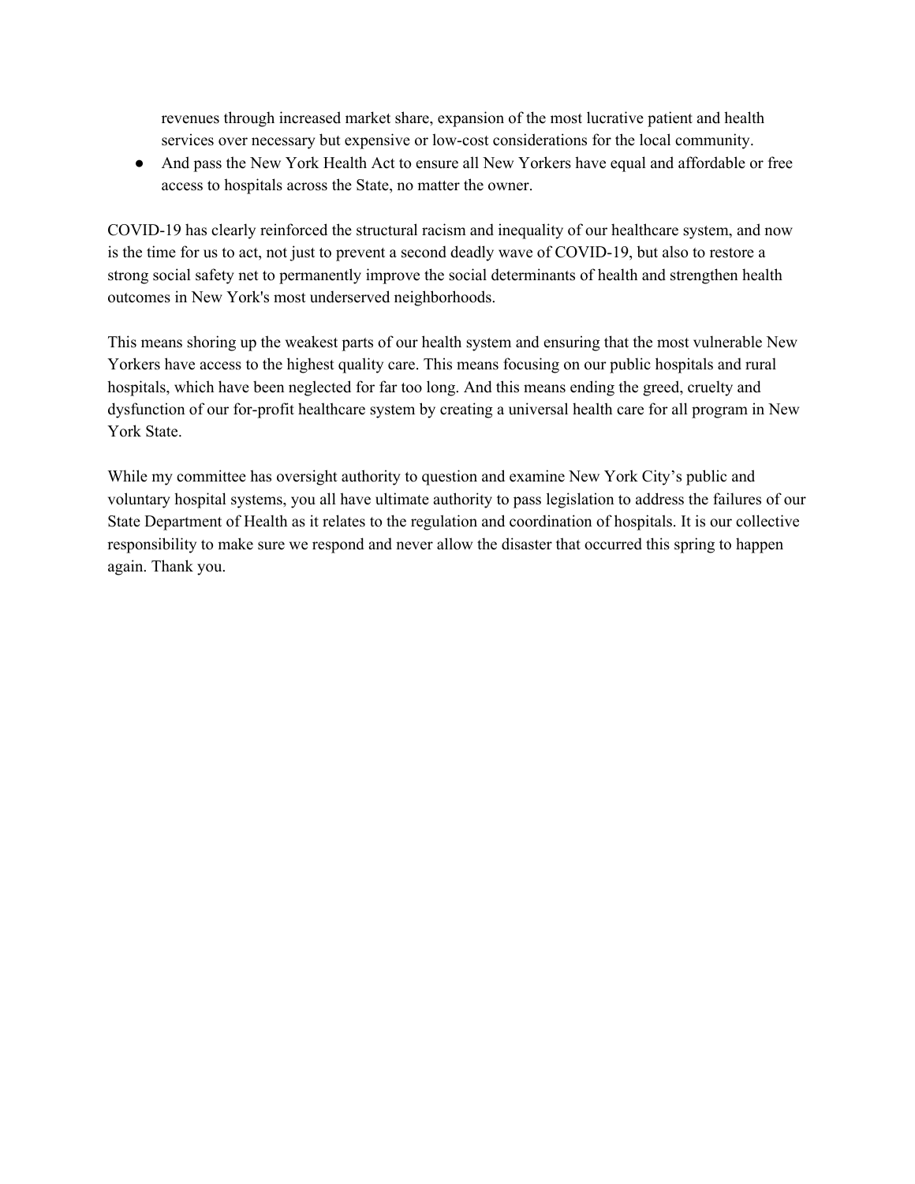revenues through increased market share, expansion of the most lucrative patient and health services over necessary but expensive or low-cost considerations for the local community.

- And pass the New York Health Act to ensure all New Yorkers have equal and affordable or free access to hospitals across the State, no matter the owner.

COVID-19 has clearly reinforced the structural racism and inequality of our healthcare system, and now is the time for us to act, not just to prevent a second deadly wave of COVID-19, but also to restore a strong social safety net to permanently improve the social determinants of health and strengthen health outcomes in New York's most underserved neighborhoods.

This means shoring up the weakest parts of our health system and ensuring that the most vulnerable New Yorkers have access to the highest quality care. This means focusing on our public hospitals and rural hospitals, which have been neglected for far too long. And this means ending the greed, cruelty and dysfunction of our for-profit healthcare system by creating a universal health care for all program in New York State.

While my committee has oversight authority to question and examine New York City's public and voluntary hospital systems, you all have ultimate authority to pass legislation to address the failures of our State Department of Health as it relates to the regulation and coordination of hospitals. It is our collective responsibility to make sure we respond and never allow the disaster that occurred this spring to happen again. Thank you.